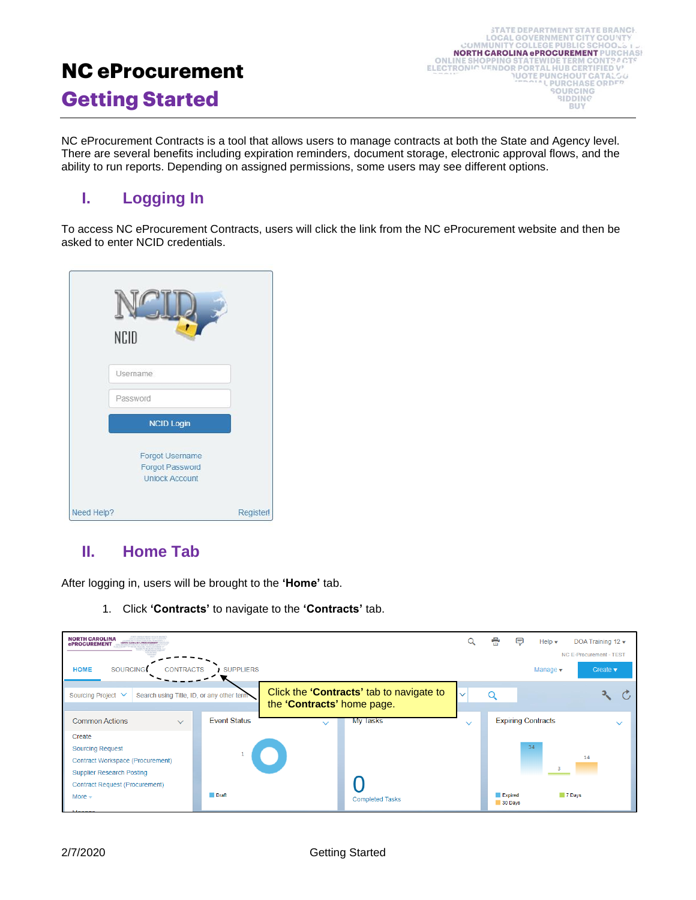# NC eProcurement

## Getting Started

NC eProcurement Contracts is a tool that allows users to manage contracts at both the State and Agency level. There are several benefits including expiration reminders, document storage, electronic approval flows, and the ability to run reports. Depending on assigned permissions, some users may see different options.

## I. Logging In

To access NC eProcurement Contracts, users will click the link from the NC eProcurement website and then be asked to enter NCID credentials.

## II. Home Tab

After logging in, users will be brought to the **'Home'** tab.

1. Click **'Contracts'** to navigate to the **'Contracts'** tab.

Click the **'Contracts'** tab to navigate to the **'Contracts'** home page.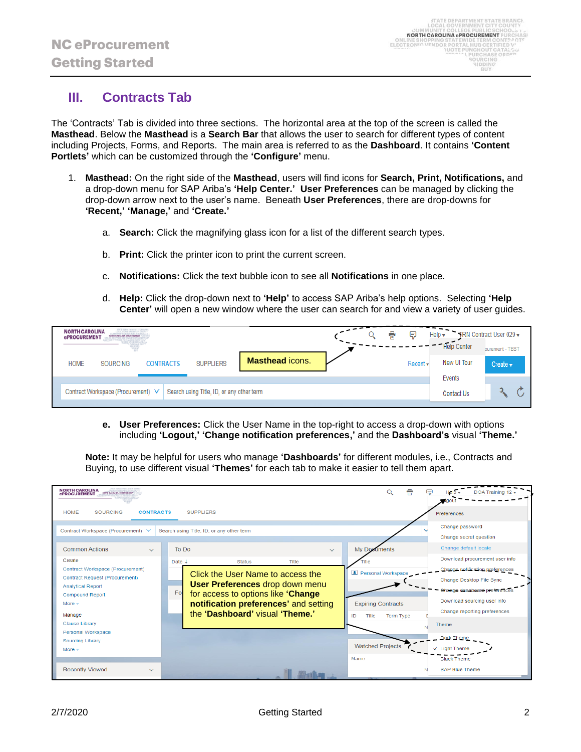## III. Contracts Tab

The 'Contracts' Tab is divided into three sections. The horizontal area at the top of the screen is called the **Masthead**. Below the **Masthead** is a **Search Bar** that allows the user to search for different types of content including Projects, Forms, and Reports. The main area is referred to as the **Dashboard**. It contains **'Content Portlets'** which can be customized through the **'Configure'** menu.

1. **Masthead:** On the right side of the **Masthead**, users will find icons for **Search, Print, Notifications,** and a drop-down menu for SAP Ariba's **'Help Center.'** **User Preferences** can be managed by clicking the drop-down arrow next to the user's name. Beneath **User Preferences**, there are drop-downs for **'Recent,' 'Manage,'** and **'Create.'**

    a. **Search:** Click the magnifying glass icon for a list of the different search types.

    b. **Print:** Click the printer icon to print the current screen.

    c. **Notifications:** Click the text bubble icon to see all **Notifications** in one place.

    d. **Help:** Click the drop-down next to **'Help'** to access SAP Ariba's help options. Selecting **'Help Center'** will open a new window where the user can search for and view a variety of user guides.

    Masthead icons.

    e. **User Preferences:** Click the User Name in the top-right to access a drop-down with options including **'Logout,' 'Change notification preferences,'** and the **Dashboard's** visual **'Theme.'**

**Note:** It may be helpful for users who manage **'Dashboards'** for different modules, i.e., Contracts and Buying, to use different visual **'Themes'** for each tab to make it easier to tell them apart.

Click the User Name to access the **User Preferences** drop down menu for access to options like **'Change notification preferences'** and setting the **'Dashboard'** visual **'Theme.'**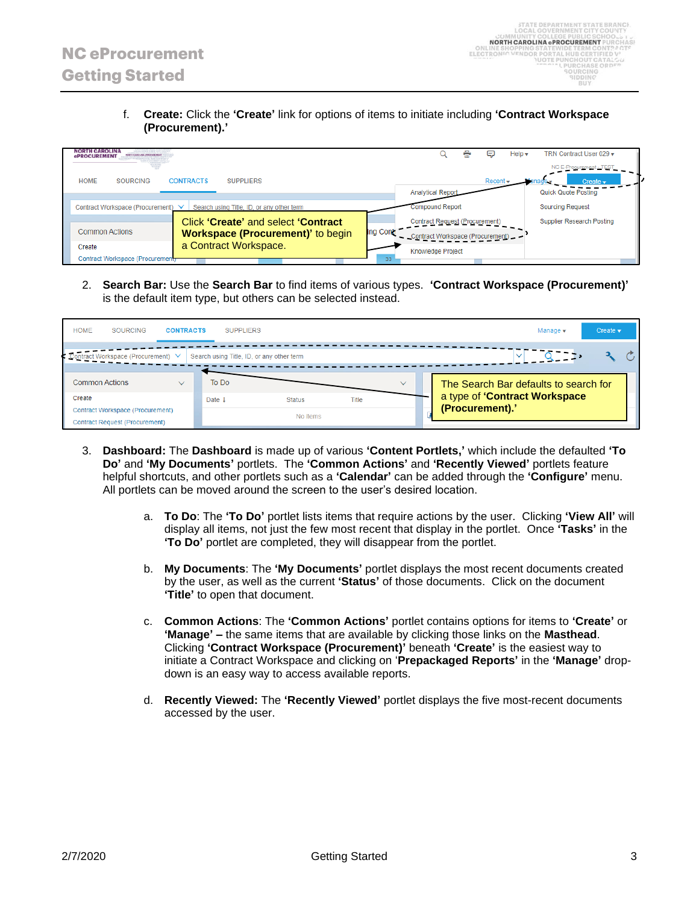f. **Create:** Click the **'Create'** link for options of items to initiate including **'Contract Workspace (Procurement).'**

Click **'Create'** and select **'Contract Workspace (Procurement)'** to begin a Contract Workspace.

2. **Search Bar:** Use the **Search Bar** to find items of various types. **'Contract Workspace (Procurement)'** is the default item type, but others can be selected instead.

The Search Bar defaults to search for a type of **'Contract Workspace (Procurement).'**

3. **Dashboard:** The **Dashboard** is made up of various **'Content Portlets,'** which include the defaulted **'To Do'** and **'My Documents'** portlets. The **'Common Actions'** and **'Recently Viewed'** portlets feature helpful shortcuts, and other portlets such as a **'Calendar'** can be added through the **'Configure'** menu. All portlets can be moved around the screen to the user's desired location.

   a. **To Do**: The **'To Do'** portlet lists items that require actions by the user. Clicking **'View All'** will display all items, not just the few most recent that display in the portlet. Once **'Tasks'** in the **'To Do'** portlet are completed, they will disappear from the portlet.

   b. **My Documents**: The **'My Documents'** portlet displays the most recent documents created by the user, as well as the current **'Status'** of those documents. Click on the document **'Title'** to open that document.

   c. **Common Actions**: The **'Common Actions'** portlet contains options for items to **'Create'** or **'Manage' –** the same items that are available by clicking those links on the **Masthead**. Clicking **'Contract Workspace (Procurement)'** beneath **'Create'** is the easiest way to initiate a Contract Workspace and clicking on '**Prepackaged Reports'** in the **'Manage'** drop-down is an easy way to access available reports.

   d. **Recently Viewed:** The **'Recently Viewed'** portlet displays the five most-recent documents accessed by the user.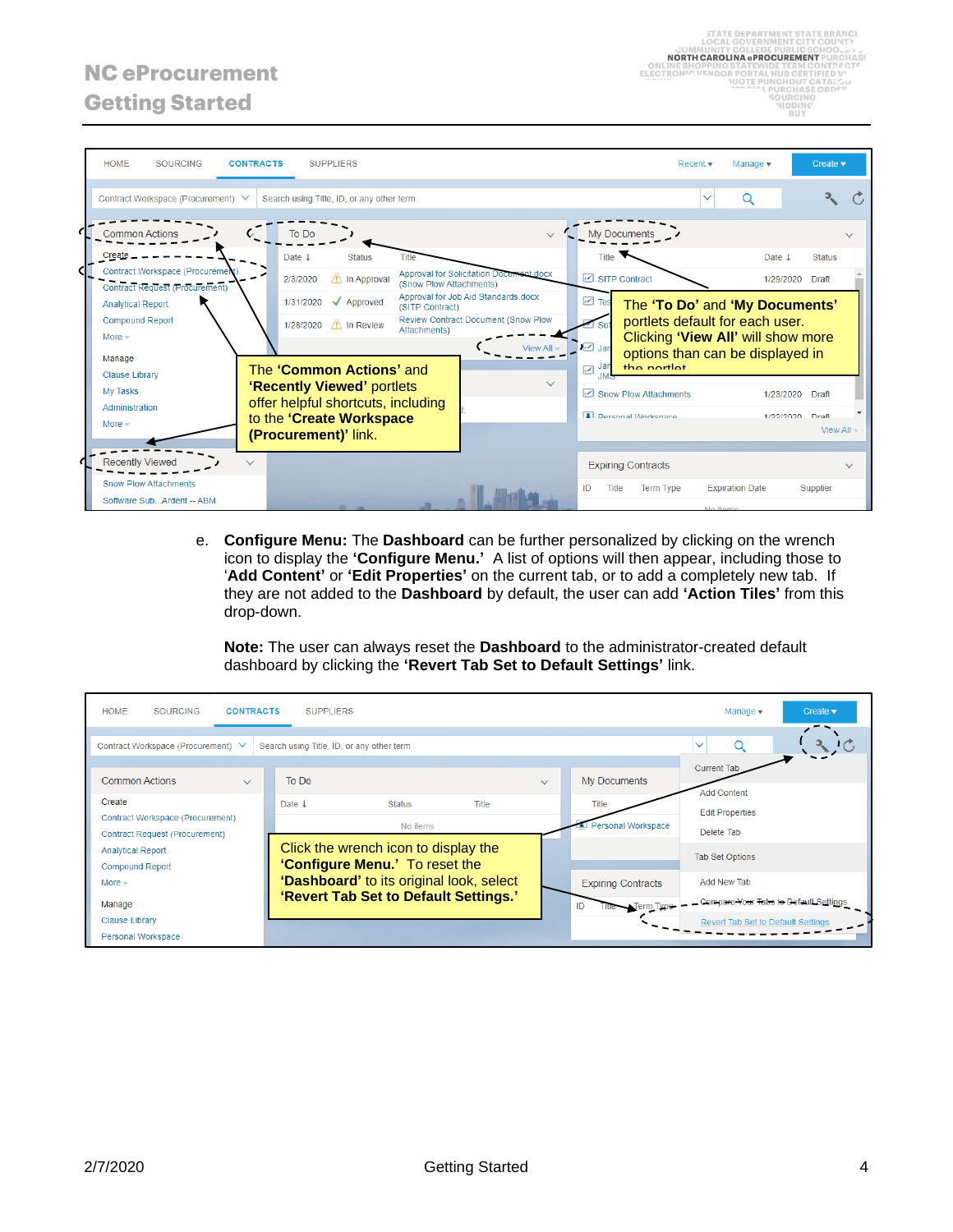e. **Configure Menu:** The **Dashboard** can be further personalized by clicking on the wrench icon to display the **'Configure Menu.'** A list of options will then appear, including those to '**Add Content'** or **'Edit Properties'** on the current tab, or to add a completely new tab. If they are not added to the **Dashboard** by default, the user can add **'Action Tiles'** from this drop-down.

**Note:** The user can always reset the **Dashboard** to the administrator-created default dashboard by clicking the **'Revert Tab Set to Default Settings'** link.